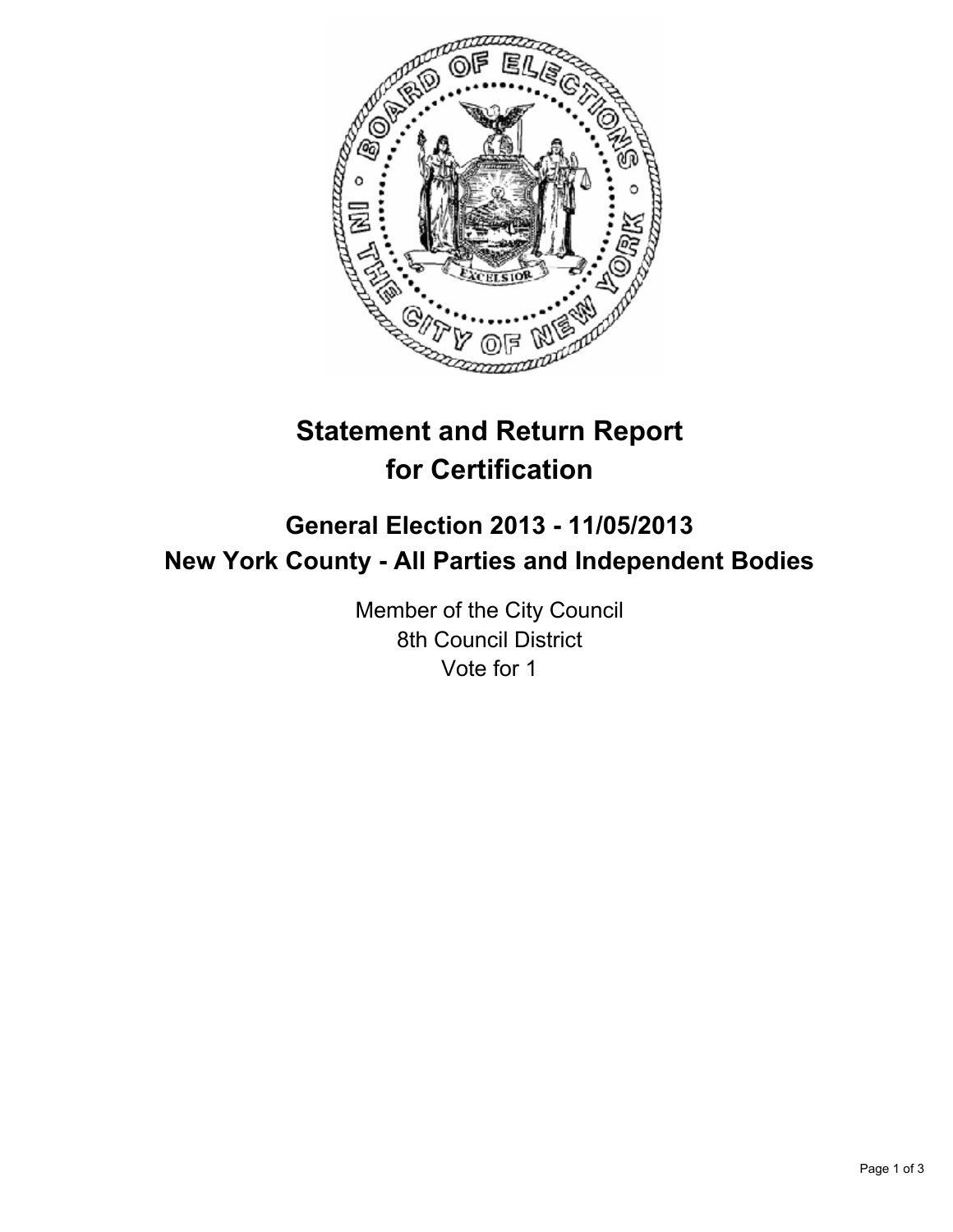# Statement and Return Report for Certification

## General Election 2013 - 11/05/2013
## New York County - All Parties and Independent Bodies

Member of the City Council
8th Council District
Vote for 1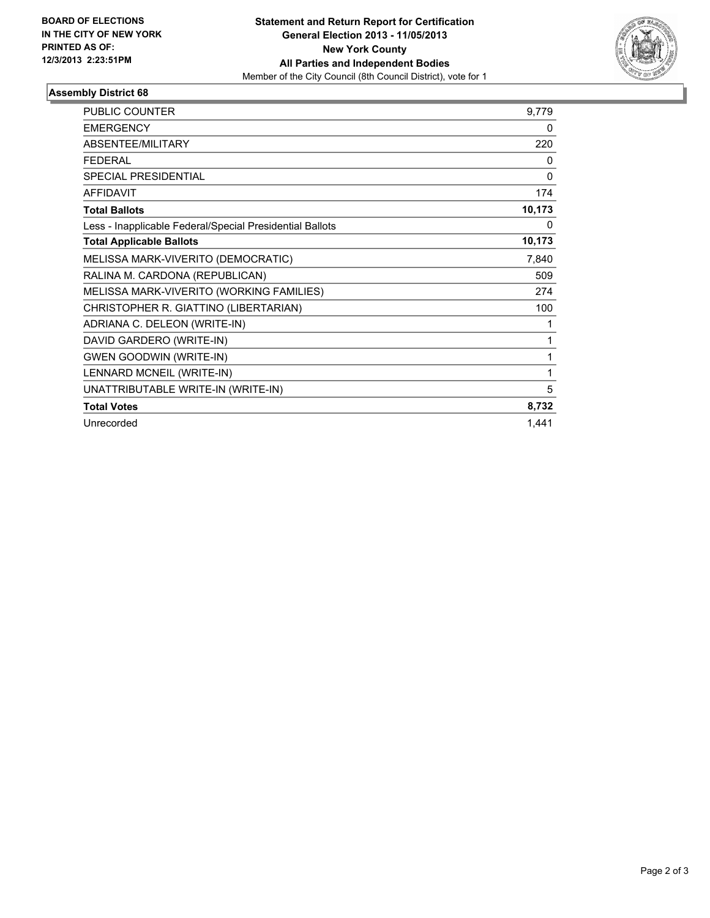**BOARD OF ELECTIONS IN THE CITY OF NEW YORK PRINTED AS OF: 12/3/2013 2:23:51PM**

# Statement and Return Report for Certification
## General Election 2013 - 11/05/2013
## New York County
## All Parties and Independent Bodies

Member of the City Council (8th Council District), vote for 1

### Assembly District 68

| | |
|---|---|
| PUBLIC COUNTER | 9,779 |
| EMERGENCY | 0 |
| ABSENTEE/MILITARY | 220 |
| FEDERAL | 0 |
| SPECIAL PRESIDENTIAL | 0 |
| AFFIDAVIT | 174 |
| **Total Ballots** | **10,173** |
| Less - Inapplicable Federal/Special Presidential Ballots | 0 |
| **Total Applicable Ballots** | **10,173** |
| MELISSA MARK-VIVERITO (DEMOCRATIC) | 7,840 |
| RALINA M. CARDONA (REPUBLICAN) | 509 |
| MELISSA MARK-VIVERITO (WORKING FAMILIES) | 274 |
| CHRISTOPHER R. GIATTINO (LIBERTARIAN) | 100 |
| ADRIANA C. DELEON (WRITE-IN) | 1 |
| DAVID GARDERO (WRITE-IN) | 1 |
| GWEN GOODWIN (WRITE-IN) | 1 |
| LENNARD MCNEIL (WRITE-IN) | 1 |
| UNATTRIBUTABLE WRITE-IN (WRITE-IN) | 5 |
| **Total Votes** | **8,732** |
| Unrecorded | 1,441 |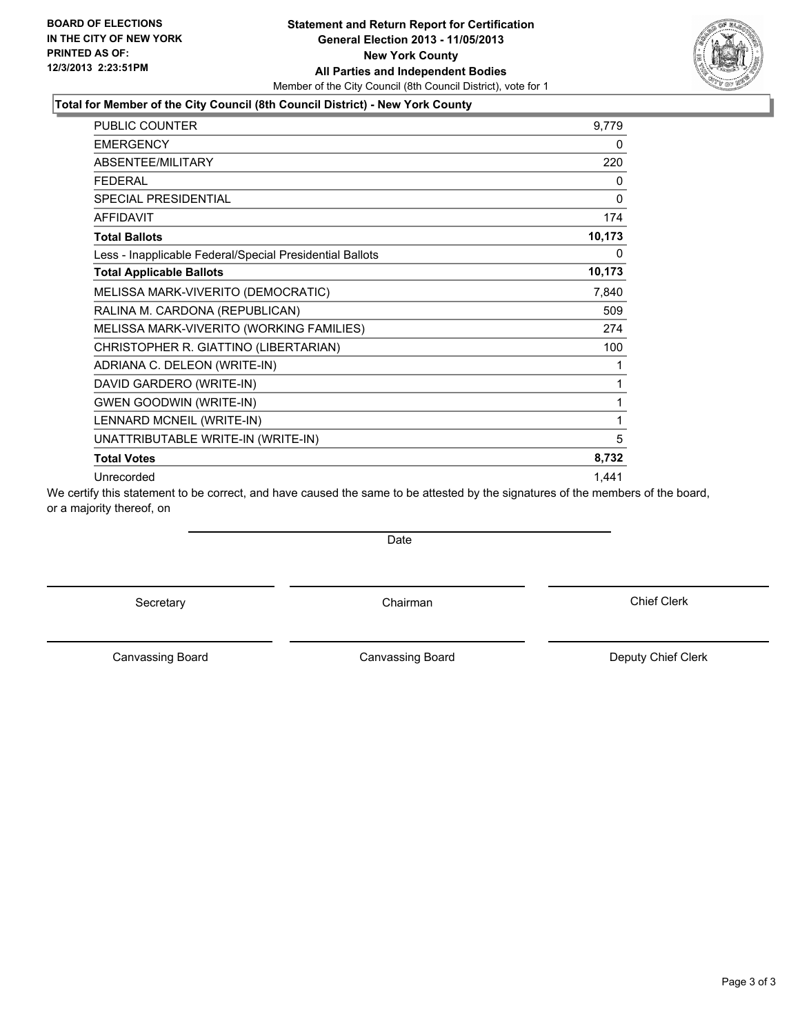**BOARD OF ELECTIONS IN THE CITY OF NEW YORK PRINTED AS OF: 12/3/2013 2:23:51PM**

**Statement and Return Report for Certification**
**General Election 2013 - 11/05/2013**
**New York County**
**All Parties and Independent Bodies**
Member of the City Council (8th Council District), vote for 1

**Total for Member of the City Council (8th Council District) - New York County**

| | |
|---|---|
| PUBLIC COUNTER | 9,779 |
| EMERGENCY | 0 |
| ABSENTEE/MILITARY | 220 |
| FEDERAL | 0 |
| SPECIAL PRESIDENTIAL | 0 |
| AFFIDAVIT | 174 |
| **Total Ballots** | **10,173** |
| Less - Inapplicable Federal/Special Presidential Ballots | 0 |
| **Total Applicable Ballots** | **10,173** |
| MELISSA MARK-VIVERITO (DEMOCRATIC) | 7,840 |
| RALINA M. CARDONA (REPUBLICAN) | 509 |
| MELISSA MARK-VIVERITO (WORKING FAMILIES) | 274 |
| CHRISTOPHER R. GIATTINO (LIBERTARIAN) | 100 |
| ADRIANA C. DELEON (WRITE-IN) | 1 |
| DAVID GARDERO (WRITE-IN) | 1 |
| GWEN GOODWIN (WRITE-IN) | 1 |
| LENNARD MCNEIL (WRITE-IN) | 1 |
| UNATTRIBUTABLE WRITE-IN (WRITE-IN) | 5 |
| **Total Votes** | **8,732** |
| Unrecorded | 1,441 |

We certify this statement to be correct, and have caused the same to be attested by the signatures of the members of the board, or a majority thereof, on

Date

Secretary

Chairman

Chief Clerk

Canvassing Board

Canvassing Board

Deputy Chief Clerk